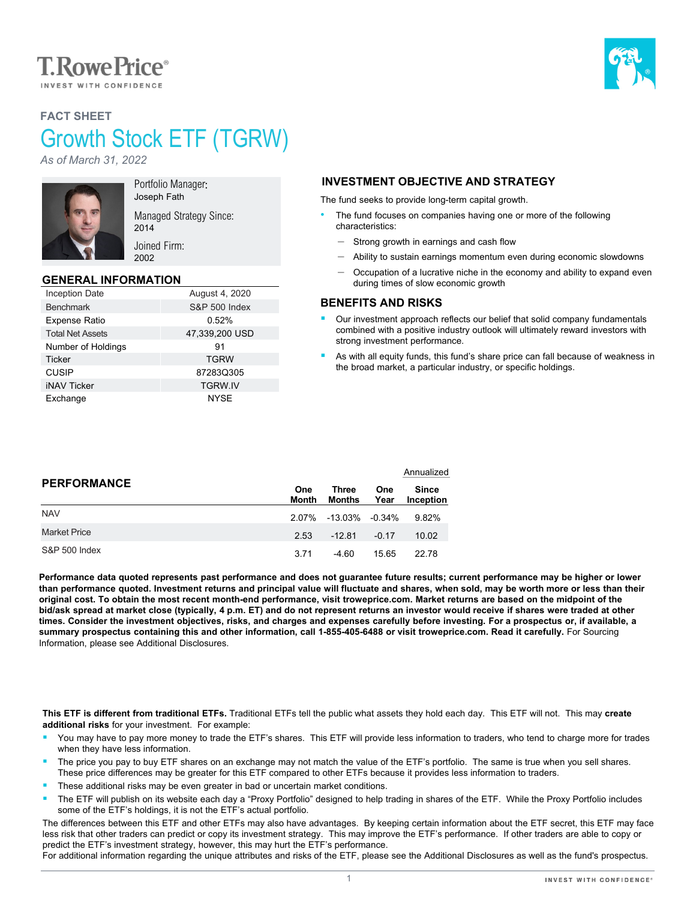T.RowePrice®
INVEST WITH CONFIDENCE

FACT SHEET

# Growth Stock ETF (TGRW)

*As of March 31, 2022*

Portfolio Manager:
Joseph Fath

Managed Strategy Since:
2014

Joined Firm:
2002

## GENERAL INFORMATION

| | |
|---|---|
| Inception Date | August 4, 2020 |
| Benchmark | S&P 500 Index |
| Expense Ratio | 0.52% |
| Total Net Assets | 47,339,200 USD |
| Number of Holdings | 91 |
| Ticker | TGRW |
| CUSIP | 87283Q305 |
| iNAV Ticker | TGRW.IV |
| Exchange | NYSE |

## INVESTMENT OBJECTIVE AND STRATEGY

The fund seeks to provide long-term capital growth.

- The fund focuses on companies having one or more of the following characteristics:
  - Strong growth in earnings and cash flow
  - Ability to sustain earnings momentum even during economic slowdowns
  - Occupation of a lucrative niche in the economy and ability to expand even during times of slow economic growth

## BENEFITS AND RISKS

- Our investment approach reflects our belief that solid company fundamentals combined with a positive industry outlook will ultimately reward investors with strong investment performance.
- As with all equity funds, this fund's share price can fall because of weakness in the broad market, a particular industry, or specific holdings.

## PERFORMANCE

| | | | Annualized | |
|---|---|---|---|---|
| | One Month | Three Months | One Year | Since Inception |
| NAV | 2.07% | -13.03% | -0.34% | 9.82% |
| Market Price | 2.53 | -12.81 | -0.17 | 10.02 |
| S&P 500 Index | 3.71 | -4.60 | 15.65 | 22.78 |

**Performance data quoted represents past performance and does not guarantee future results; current performance may be higher or lower than performance quoted. Investment returns and principal value will fluctuate and shares, when sold, may be worth more or less than their original cost. To obtain the most recent month-end performance, visit troweprice.com. Market returns are based on the midpoint of the bid/ask spread at market close (typically, 4 p.m. ET) and do not represent returns an investor would receive if shares were traded at other times. Consider the investment objectives, risks, and charges and expenses carefully before investing. For a prospectus or, if available, a summary prospectus containing this and other information, call 1-855-405-6488 or visit troweprice.com. Read it carefully.** For Sourcing Information, please see Additional Disclosures.

**This ETF is different from traditional ETFs.** Traditional ETFs tell the public what assets they hold each day. This ETF will not. This may **create additional risks** for your investment. For example:

- You may have to pay more money to trade the ETF's shares. This ETF will provide less information to traders, who tend to charge more for trades when they have less information.
- The price you pay to buy ETF shares on an exchange may not match the value of the ETF's portfolio. The same is true when you sell shares. These price differences may be greater for this ETF compared to other ETFs because it provides less information to traders.
- These additional risks may be even greater in bad or uncertain market conditions.
- The ETF will publish on its website each day a "Proxy Portfolio" designed to help trading in shares of the ETF. While the Proxy Portfolio includes some of the ETF's holdings, it is not the ETF's actual portfolio.

The differences between this ETF and other ETFs may also have advantages. By keeping certain information about the ETF secret, this ETF may face less risk that other traders can predict or copy its investment strategy. This may improve the ETF's performance. If other traders are able to copy or predict the ETF's investment strategy, however, this may hurt the ETF's performance.

For additional information regarding the unique attributes and risks of the ETF, please see the Additional Disclosures as well as the fund's prospectus.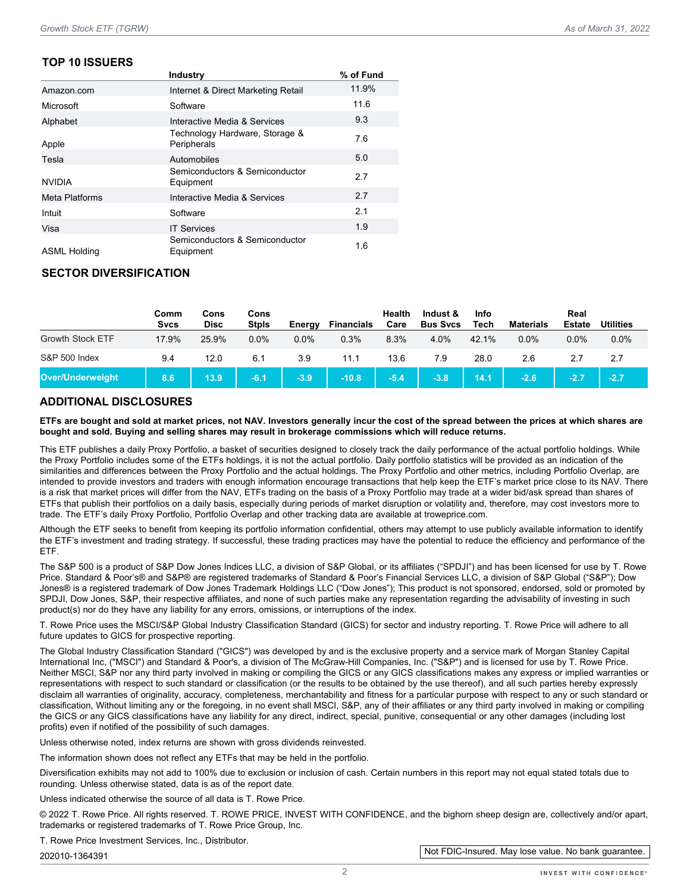## TOP 10 ISSUERS

| | Industry | % of Fund |
|---|---|---|
| Amazon.com | Internet & Direct Marketing Retail | 11.9% |
| Microsoft | Software | 11.6 |
| Alphabet | Interactive Media & Services | 9.3 |
| Apple | Technology Hardware, Storage & Peripherals | 7.6 |
| Tesla | Automobiles | 5.0 |
| NVIDIA | Semiconductors & Semiconductor Equipment | 2.7 |
| Meta Platforms | Interactive Media & Services | 2.7 |
| Intuit | Software | 2.1 |
| Visa | IT Services | 1.9 |
| ASML Holding | Semiconductors & Semiconductor Equipment | 1.6 |

## SECTOR DIVERSIFICATION

| | Comm Svcs | Cons Disc | Cons Stpls | Energy | Financials | Health Care | Indust & Bus Svcs | Info Tech | Materials | Real Estate | Utilities |
|---|---|---|---|---|---|---|---|---|---|---|---|
| Growth Stock ETF | 17.9% | 25.9% | 0.0% | 0.0% | 0.3% | 8.3% | 4.0% | 42.1% | 0.0% | 0.0% | 0.0% |
| S&P 500 Index | 9.4 | 12.0 | 6.1 | 3.9 | 11.1 | 13.6 | 7.9 | 28.0 | 2.6 | 2.7 | 2.7 |
| **Over/Underweight** | **8.6** | **13.9** | **-6.1** | **-3.9** | **-10.8** | **-5.4** | **-3.8** | **14.1** | **-2.6** | **-2.7** | **-2.7** |

## ADDITIONAL DISCLOSURES

**ETFs are bought and sold at market prices, not NAV. Investors generally incur the cost of the spread between the prices at which shares are bought and sold. Buying and selling shares may result in brokerage commissions which will reduce returns.**

This ETF publishes a daily Proxy Portfolio, a basket of securities designed to closely track the daily performance of the actual portfolio holdings. While the Proxy Portfolio includes some of the ETFs holdings, it is not the actual portfolio. Daily portfolio statistics will be provided as an indication of the similarities and differences between the Proxy Portfolio and the actual holdings. The Proxy Portfolio and other metrics, including Portfolio Overlap, are intended to provide investors and traders with enough information encourage transactions that help keep the ETF's market price close to its NAV. There is a risk that market prices will differ from the NAV, ETFs trading on the basis of a Proxy Portfolio may trade at a wider bid/ask spread than shares of ETFs that publish their portfolios on a daily basis, especially during periods of market disruption or volatility and, therefore, may cost investors more to trade. The ETF's daily Proxy Portfolio, Portfolio Overlap and other tracking data are available at troweprice.com.

Although the ETF seeks to benefit from keeping its portfolio information confidential, others may attempt to use publicly available information to identify the ETF's investment and trading strategy. If successful, these trading practices may have the potential to reduce the efficiency and performance of the ETF.

The S&P 500 is a product of S&P Dow Jones Indices LLC, a division of S&P Global, or its affiliates ("SPDJI") and has been licensed for use by T. Rowe Price. Standard & Poor's® and S&P® are registered trademarks of Standard & Poor's Financial Services LLC, a division of S&P Global ("S&P"); Dow Jones® is a registered trademark of Dow Jones Trademark Holdings LLC ("Dow Jones"); This product is not sponsored, endorsed, sold or promoted by SPDJI, Dow Jones, S&P, their respective affiliates, and none of such parties make any representation regarding the advisability of investing in such product(s) nor do they have any liability for any errors, omissions, or interruptions of the index.

T. Rowe Price uses the MSCI/S&P Global Industry Classification Standard (GICS) for sector and industry reporting. T. Rowe Price will adhere to all future updates to GICS for prospective reporting.

The Global Industry Classification Standard ("GICS") was developed by and is the exclusive property and a service mark of Morgan Stanley Capital International Inc, ("MSCI") and Standard & Poor's, a division of The McGraw-Hill Companies, Inc. ("S&P") and is licensed for use by T. Rowe Price. Neither MSCI, S&P nor any third party involved in making or compiling the GICS or any GICS classifications makes any express or implied warranties or representations with respect to such standard or classification (or the results to be obtained by the use thereof), and all such parties hereby expressly disclaim all warranties of originality, accuracy, completeness, merchantability and fitness for a particular purpose with respect to any or such standard or classification, Without limiting any or the foregoing, in no event shall MSCI, S&P, any of their affiliates or any third party involved in making or compiling the GICS or any GICS classifications have any liability for any direct, indirect, special, punitive, consequential or any other damages (including lost profits) even if notified of the possibility of such damages.

Unless otherwise noted, index returns are shown with gross dividends reinvested.

The information shown does not reflect any ETFs that may be held in the portfolio.

Diversification exhibits may not add to 100% due to exclusion or inclusion of cash. Certain numbers in this report may not equal stated totals due to rounding. Unless otherwise stated, data is as of the report date.

Unless indicated otherwise the source of all data is T. Rowe Price.

© 2022 T. Rowe Price. All rights reserved. T. ROWE PRICE, INVEST WITH CONFIDENCE, and the bighorn sheep design are, collectively and/or apart, trademarks or registered trademarks of T. Rowe Price Group, Inc.

T. Rowe Price Investment Services, Inc., Distributor.

202010-1364391

Not FDIC-Insured. May lose value. No bank guarantee.